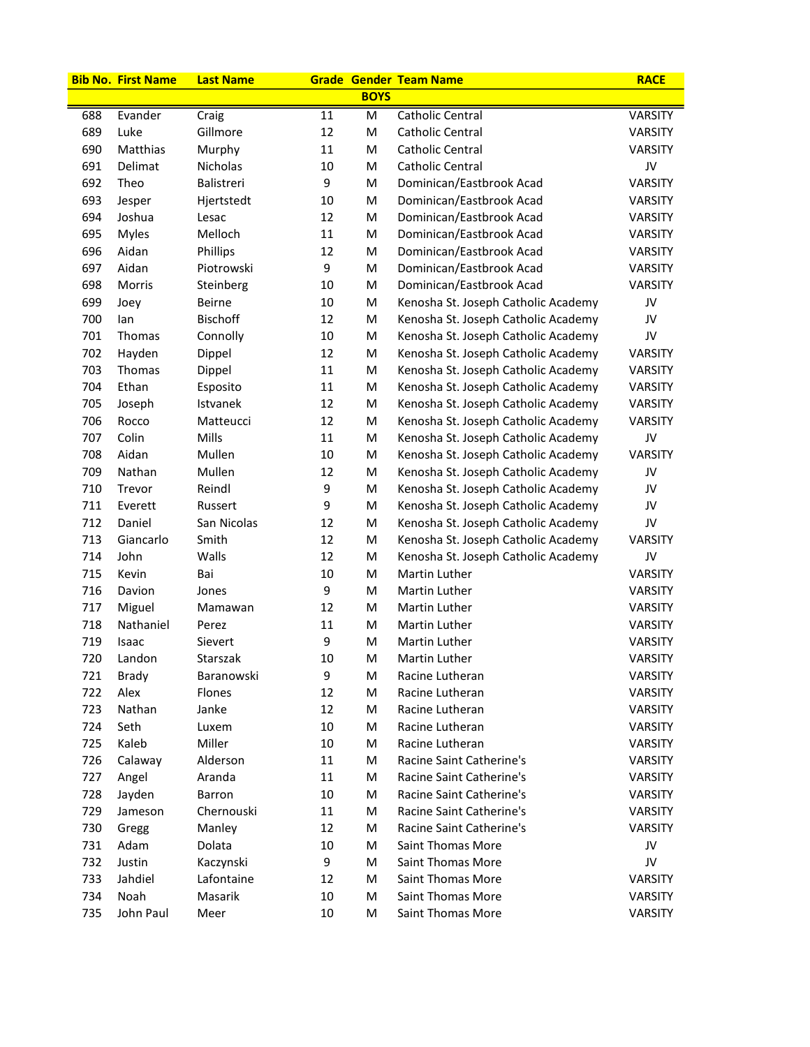| Bib No. | First Name | Last Name | Grade | Gender | Team Name | RACE |
|---|---|---|---|---|---|---|
| | | | | BOYS | | |
| 688 | Evander | Craig | 11 | M | Catholic Central | VARSITY |
| 689 | Luke | Gillmore | 12 | M | Catholic Central | VARSITY |
| 690 | Matthias | Murphy | 11 | M | Catholic Central | VARSITY |
| 691 | Delimat | Nicholas | 10 | M | Catholic Central | JV |
| 692 | Theo | Balistreri | 9 | M | Dominican/Eastbrook Acad | VARSITY |
| 693 | Jesper | Hjertstedt | 10 | M | Dominican/Eastbrook Acad | VARSITY |
| 694 | Joshua | Lesac | 12 | M | Dominican/Eastbrook Acad | VARSITY |
| 695 | Myles | Melloch | 11 | M | Dominican/Eastbrook Acad | VARSITY |
| 696 | Aidan | Phillips | 12 | M | Dominican/Eastbrook Acad | VARSITY |
| 697 | Aidan | Piotrowski | 9 | M | Dominican/Eastbrook Acad | VARSITY |
| 698 | Morris | Steinberg | 10 | M | Dominican/Eastbrook Acad | VARSITY |
| 699 | Joey | Beirne | 10 | M | Kenosha St. Joseph Catholic Academy | JV |
| 700 | Ian | Bischoff | 12 | M | Kenosha St. Joseph Catholic Academy | JV |
| 701 | Thomas | Connolly | 10 | M | Kenosha St. Joseph Catholic Academy | JV |
| 702 | Hayden | Dippel | 12 | M | Kenosha St. Joseph Catholic Academy | VARSITY |
| 703 | Thomas | Dippel | 11 | M | Kenosha St. Joseph Catholic Academy | VARSITY |
| 704 | Ethan | Esposito | 11 | M | Kenosha St. Joseph Catholic Academy | VARSITY |
| 705 | Joseph | Istvanek | 12 | M | Kenosha St. Joseph Catholic Academy | VARSITY |
| 706 | Rocco | Matteucci | 12 | M | Kenosha St. Joseph Catholic Academy | VARSITY |
| 707 | Colin | Mills | 11 | M | Kenosha St. Joseph Catholic Academy | JV |
| 708 | Aidan | Mullen | 10 | M | Kenosha St. Joseph Catholic Academy | VARSITY |
| 709 | Nathan | Mullen | 12 | M | Kenosha St. Joseph Catholic Academy | JV |
| 710 | Trevor | Reindl | 9 | M | Kenosha St. Joseph Catholic Academy | JV |
| 711 | Everett | Russert | 9 | M | Kenosha St. Joseph Catholic Academy | JV |
| 712 | Daniel | San Nicolas | 12 | M | Kenosha St. Joseph Catholic Academy | JV |
| 713 | Giancarlo | Smith | 12 | M | Kenosha St. Joseph Catholic Academy | VARSITY |
| 714 | John | Walls | 12 | M | Kenosha St. Joseph Catholic Academy | JV |
| 715 | Kevin | Bai | 10 | M | Martin Luther | VARSITY |
| 716 | Davion | Jones | 9 | M | Martin Luther | VARSITY |
| 717 | Miguel | Mamawan | 12 | M | Martin Luther | VARSITY |
| 718 | Nathaniel | Perez | 11 | M | Martin Luther | VARSITY |
| 719 | Isaac | Sievert | 9 | M | Martin Luther | VARSITY |
| 720 | Landon | Starszak | 10 | M | Martin Luther | VARSITY |
| 721 | Brady | Baranowski | 9 | M | Racine Lutheran | VARSITY |
| 722 | Alex | Flones | 12 | M | Racine Lutheran | VARSITY |
| 723 | Nathan | Janke | 12 | M | Racine Lutheran | VARSITY |
| 724 | Seth | Luxem | 10 | M | Racine Lutheran | VARSITY |
| 725 | Kaleb | Miller | 10 | M | Racine Lutheran | VARSITY |
| 726 | Calaway | Alderson | 11 | M | Racine Saint Catherine's | VARSITY |
| 727 | Angel | Aranda | 11 | M | Racine Saint Catherine's | VARSITY |
| 728 | Jayden | Barron | 10 | M | Racine Saint Catherine's | VARSITY |
| 729 | Jameson | Chernouski | 11 | M | Racine Saint Catherine's | VARSITY |
| 730 | Gregg | Manley | 12 | M | Racine Saint Catherine's | VARSITY |
| 731 | Adam | Dolata | 10 | M | Saint Thomas More | JV |
| 732 | Justin | Kaczynski | 9 | M | Saint Thomas More | JV |
| 733 | Jahdiel | Lafontaine | 12 | M | Saint Thomas More | VARSITY |
| 734 | Noah | Masarik | 10 | M | Saint Thomas More | VARSITY |
| 735 | John Paul | Meer | 10 | M | Saint Thomas More | VARSITY |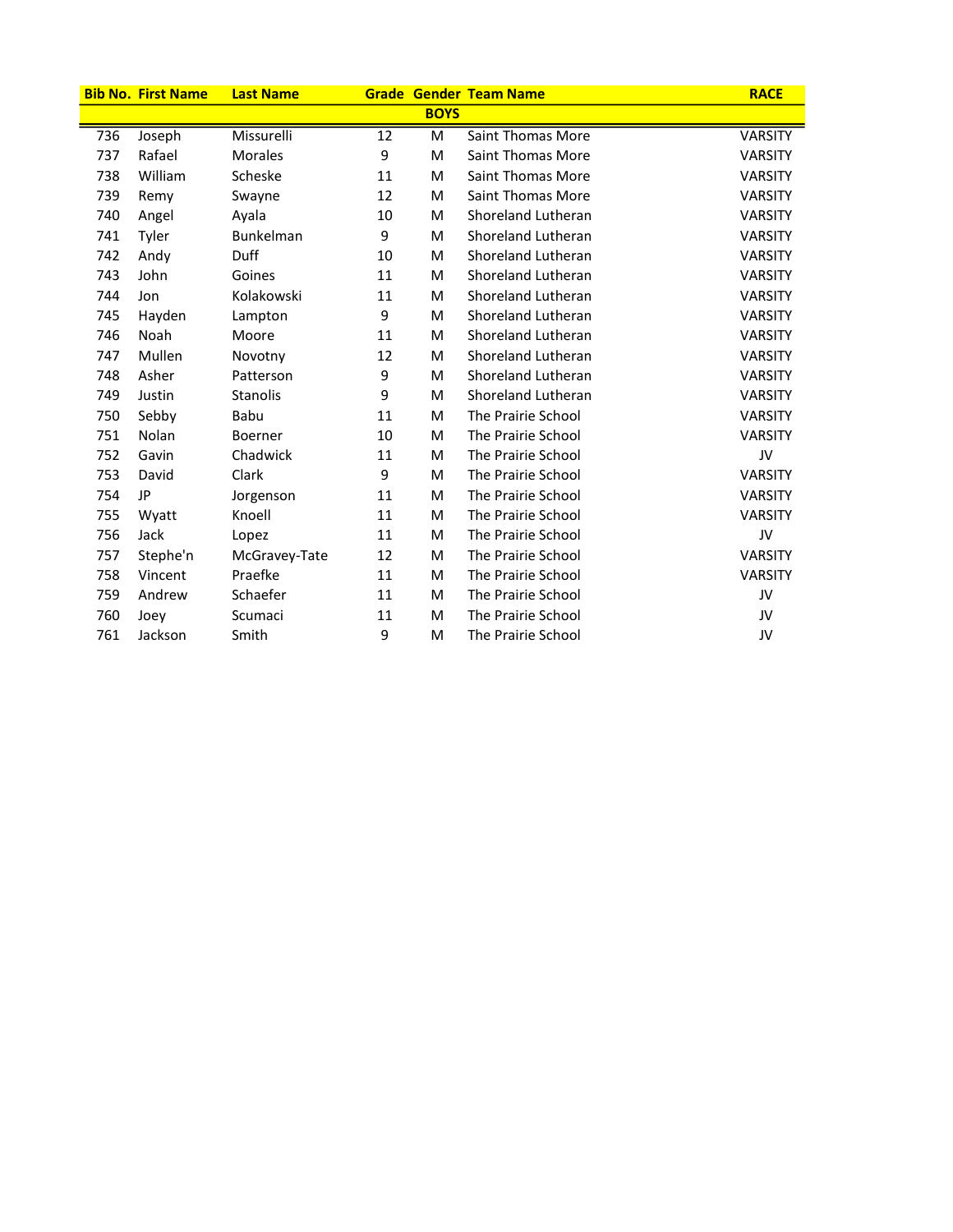| Bib No. | First Name | Last Name | Grade | Gender | Team Name | RACE |
|---|---|---|---|---|---|---|
| | | | | BOYS | | |
| 736 | Joseph | Missurelli | 12 | M | Saint Thomas More | VARSITY |
| 737 | Rafael | Morales | 9 | M | Saint Thomas More | VARSITY |
| 738 | William | Scheske | 11 | M | Saint Thomas More | VARSITY |
| 739 | Remy | Swayne | 12 | M | Saint Thomas More | VARSITY |
| 740 | Angel | Ayala | 10 | M | Shoreland Lutheran | VARSITY |
| 741 | Tyler | Bunkelman | 9 | M | Shoreland Lutheran | VARSITY |
| 742 | Andy | Duff | 10 | M | Shoreland Lutheran | VARSITY |
| 743 | John | Goines | 11 | M | Shoreland Lutheran | VARSITY |
| 744 | Jon | Kolakowski | 11 | M | Shoreland Lutheran | VARSITY |
| 745 | Hayden | Lampton | 9 | M | Shoreland Lutheran | VARSITY |
| 746 | Noah | Moore | 11 | M | Shoreland Lutheran | VARSITY |
| 747 | Mullen | Novotny | 12 | M | Shoreland Lutheran | VARSITY |
| 748 | Asher | Patterson | 9 | M | Shoreland Lutheran | VARSITY |
| 749 | Justin | Stanolis | 9 | M | Shoreland Lutheran | VARSITY |
| 750 | Sebby | Babu | 11 | M | The Prairie School | VARSITY |
| 751 | Nolan | Boerner | 10 | M | The Prairie School | VARSITY |
| 752 | Gavin | Chadwick | 11 | M | The Prairie School | JV |
| 753 | David | Clark | 9 | M | The Prairie School | VARSITY |
| 754 | JP | Jorgenson | 11 | M | The Prairie School | VARSITY |
| 755 | Wyatt | Knoell | 11 | M | The Prairie School | VARSITY |
| 756 | Jack | Lopez | 11 | M | The Prairie School | JV |
| 757 | Stephe'n | McGravey-Tate | 12 | M | The Prairie School | VARSITY |
| 758 | Vincent | Praefke | 11 | M | The Prairie School | VARSITY |
| 759 | Andrew | Schaefer | 11 | M | The Prairie School | JV |
| 760 | Joey | Scumaci | 11 | M | The Prairie School | JV |
| 761 | Jackson | Smith | 9 | M | The Prairie School | JV |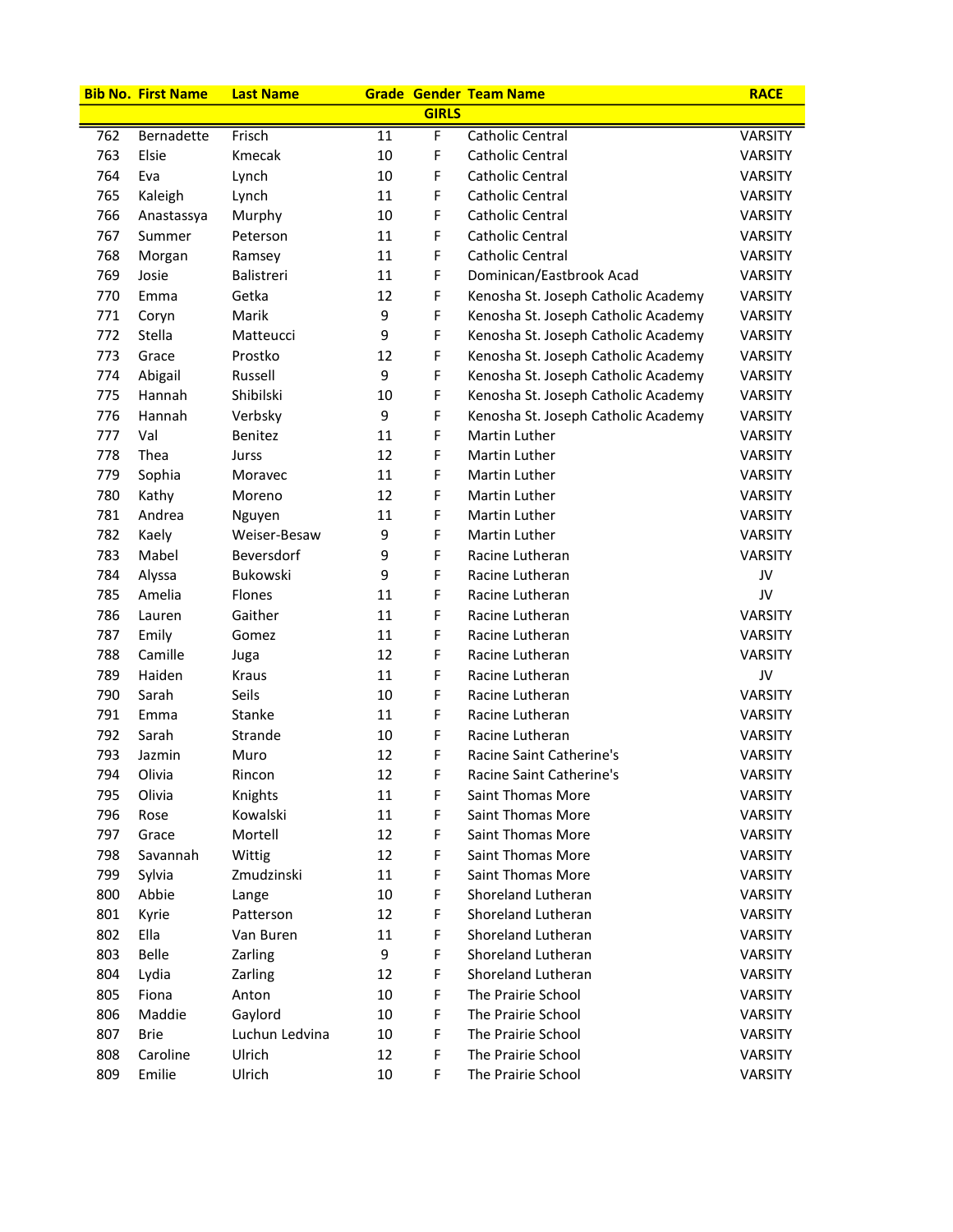| Bib No. | First Name | Last Name | Grade | Gender | Team Name | RACE |
|---|---|---|---|---|---|---|
| | | | | GIRLS | | |
| 762 | Bernadette | Frisch | 11 | F | Catholic Central | VARSITY |
| 763 | Elsie | Kmecak | 10 | F | Catholic Central | VARSITY |
| 764 | Eva | Lynch | 10 | F | Catholic Central | VARSITY |
| 765 | Kaleigh | Lynch | 11 | F | Catholic Central | VARSITY |
| 766 | Anastassya | Murphy | 10 | F | Catholic Central | VARSITY |
| 767 | Summer | Peterson | 11 | F | Catholic Central | VARSITY |
| 768 | Morgan | Ramsey | 11 | F | Catholic Central | VARSITY |
| 769 | Josie | Balistreri | 11 | F | Dominican/Eastbrook Acad | VARSITY |
| 770 | Emma | Getka | 12 | F | Kenosha St. Joseph Catholic Academy | VARSITY |
| 771 | Coryn | Marik | 9 | F | Kenosha St. Joseph Catholic Academy | VARSITY |
| 772 | Stella | Matteucci | 9 | F | Kenosha St. Joseph Catholic Academy | VARSITY |
| 773 | Grace | Prostko | 12 | F | Kenosha St. Joseph Catholic Academy | VARSITY |
| 774 | Abigail | Russell | 9 | F | Kenosha St. Joseph Catholic Academy | VARSITY |
| 775 | Hannah | Shibilski | 10 | F | Kenosha St. Joseph Catholic Academy | VARSITY |
| 776 | Hannah | Verbsky | 9 | F | Kenosha St. Joseph Catholic Academy | VARSITY |
| 777 | Val | Benitez | 11 | F | Martin Luther | VARSITY |
| 778 | Thea | Jurss | 12 | F | Martin Luther | VARSITY |
| 779 | Sophia | Moravec | 11 | F | Martin Luther | VARSITY |
| 780 | Kathy | Moreno | 12 | F | Martin Luther | VARSITY |
| 781 | Andrea | Nguyen | 11 | F | Martin Luther | VARSITY |
| 782 | Kaely | Weiser-Besaw | 9 | F | Martin Luther | VARSITY |
| 783 | Mabel | Beversdorf | 9 | F | Racine Lutheran | VARSITY |
| 784 | Alyssa | Bukowski | 9 | F | Racine Lutheran | JV |
| 785 | Amelia | Flones | 11 | F | Racine Lutheran | JV |
| 786 | Lauren | Gaither | 11 | F | Racine Lutheran | VARSITY |
| 787 | Emily | Gomez | 11 | F | Racine Lutheran | VARSITY |
| 788 | Camille | Juga | 12 | F | Racine Lutheran | VARSITY |
| 789 | Haiden | Kraus | 11 | F | Racine Lutheran | JV |
| 790 | Sarah | Seils | 10 | F | Racine Lutheran | VARSITY |
| 791 | Emma | Stanke | 11 | F | Racine Lutheran | VARSITY |
| 792 | Sarah | Strande | 10 | F | Racine Lutheran | VARSITY |
| 793 | Jazmin | Muro | 12 | F | Racine Saint Catherine's | VARSITY |
| 794 | Olivia | Rincon | 12 | F | Racine Saint Catherine's | VARSITY |
| 795 | Olivia | Knights | 11 | F | Saint Thomas More | VARSITY |
| 796 | Rose | Kowalski | 11 | F | Saint Thomas More | VARSITY |
| 797 | Grace | Mortell | 12 | F | Saint Thomas More | VARSITY |
| 798 | Savannah | Wittig | 12 | F | Saint Thomas More | VARSITY |
| 799 | Sylvia | Zmudzinski | 11 | F | Saint Thomas More | VARSITY |
| 800 | Abbie | Lange | 10 | F | Shoreland Lutheran | VARSITY |
| 801 | Kyrie | Patterson | 12 | F | Shoreland Lutheran | VARSITY |
| 802 | Ella | Van Buren | 11 | F | Shoreland Lutheran | VARSITY |
| 803 | Belle | Zarling | 9 | F | Shoreland Lutheran | VARSITY |
| 804 | Lydia | Zarling | 12 | F | Shoreland Lutheran | VARSITY |
| 805 | Fiona | Anton | 10 | F | The Prairie School | VARSITY |
| 806 | Maddie | Gaylord | 10 | F | The Prairie School | VARSITY |
| 807 | Brie | Luchun Ledvina | 10 | F | The Prairie School | VARSITY |
| 808 | Caroline | Ulrich | 12 | F | The Prairie School | VARSITY |
| 809 | Emilie | Ulrich | 10 | F | The Prairie School | VARSITY |